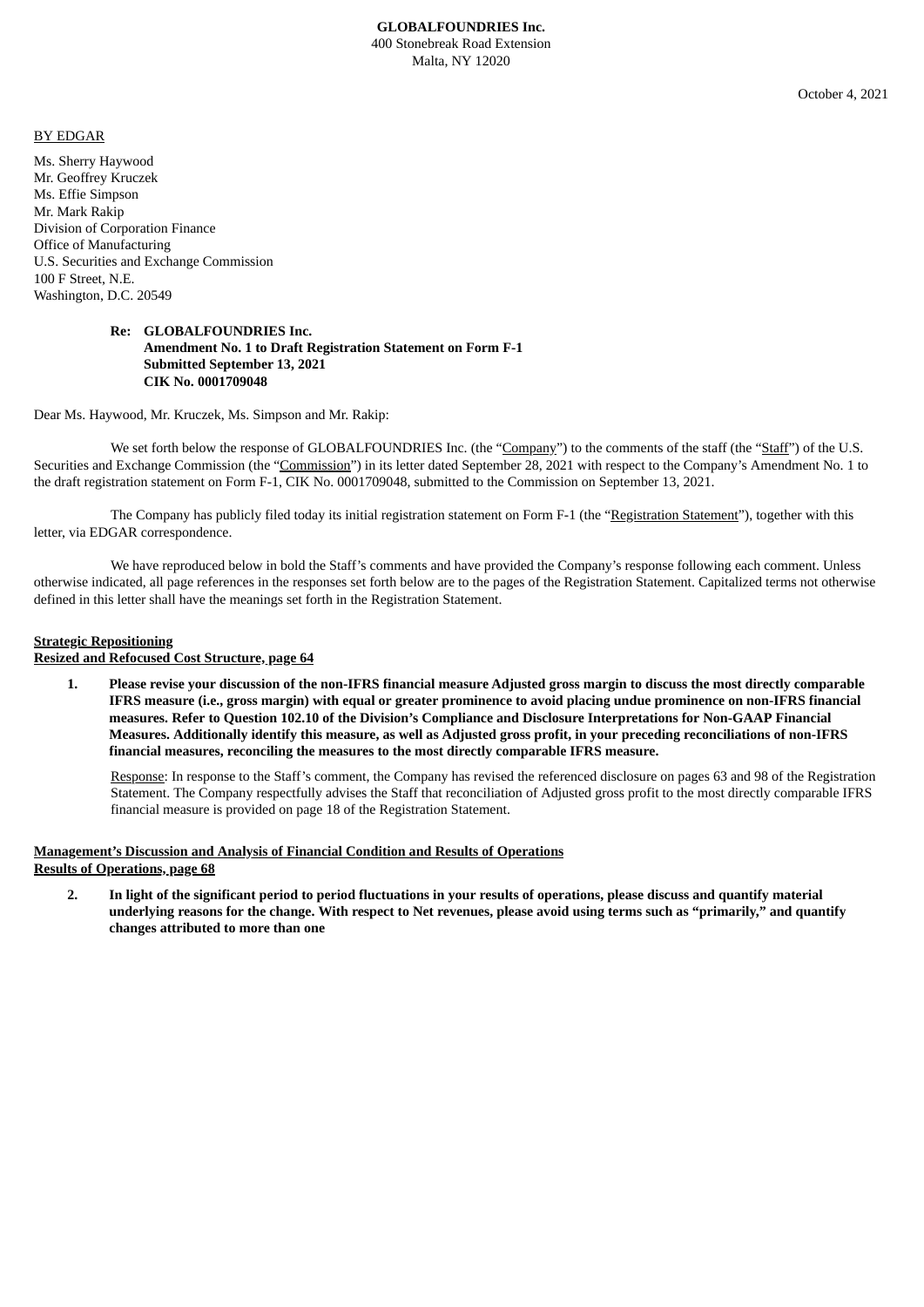**GLOBALFOUNDRIES Inc.**
400 Stonebreak Road Extension
Malta, NY 12020

October 4, 2021

BY EDGAR

Ms. Sherry Haywood
Mr. Geoffrey Kruczek
Ms. Effie Simpson
Mr. Mark Rakip
Division of Corporation Finance
Office of Manufacturing
U.S. Securities and Exchange Commission
100 F Street, N.E.
Washington, D.C. 20549

**Re: GLOBALFOUNDRIES Inc.**
**Amendment No. 1 to Draft Registration Statement on Form F-1**
**Submitted September 13, 2021**
**CIK No. 0001709048**

Dear Ms. Haywood, Mr. Kruczek, Ms. Simpson and Mr. Rakip:

We set forth below the response of GLOBALFOUNDRIES Inc. (the "Company") to the comments of the staff (the "Staff") of the U.S. Securities and Exchange Commission (the "Commission") in its letter dated September 28, 2021 with respect to the Company's Amendment No. 1 to the draft registration statement on Form F-1, CIK No. 0001709048, submitted to the Commission on September 13, 2021.

The Company has publicly filed today its initial registration statement on Form F-1 (the "Registration Statement"), together with this letter, via EDGAR correspondence.

We have reproduced below in bold the Staff's comments and have provided the Company's response following each comment. Unless otherwise indicated, all page references in the responses set forth below are to the pages of the Registration Statement. Capitalized terms not otherwise defined in this letter shall have the meanings set forth in the Registration Statement.

**Strategic Repositioning**
**Resized and Refocused Cost Structure, page 64**

1. **Please revise your discussion of the non-IFRS financial measure Adjusted gross margin to discuss the most directly comparable IFRS measure (i.e., gross margin) with equal or greater prominence to avoid placing undue prominence on non-IFRS financial measures. Refer to Question 102.10 of the Division's Compliance and Disclosure Interpretations for Non-GAAP Financial Measures. Additionally identify this measure, as well as Adjusted gross profit, in your preceding reconciliations of non-IFRS financial measures, reconciling the measures to the most directly comparable IFRS measure.**

   Response: In response to the Staff's comment, the Company has revised the referenced disclosure on pages 63 and 98 of the Registration Statement. The Company respectfully advises the Staff that reconciliation of Adjusted gross profit to the most directly comparable IFRS financial measure is provided on page 18 of the Registration Statement.

**Management's Discussion and Analysis of Financial Condition and Results of Operations**
**Results of Operations, page 68**

2. **In light of the significant period to period fluctuations in your results of operations, please discuss and quantify material underlying reasons for the change. With respect to Net revenues, please avoid using terms such as "primarily," and quantify changes attributed to more than one**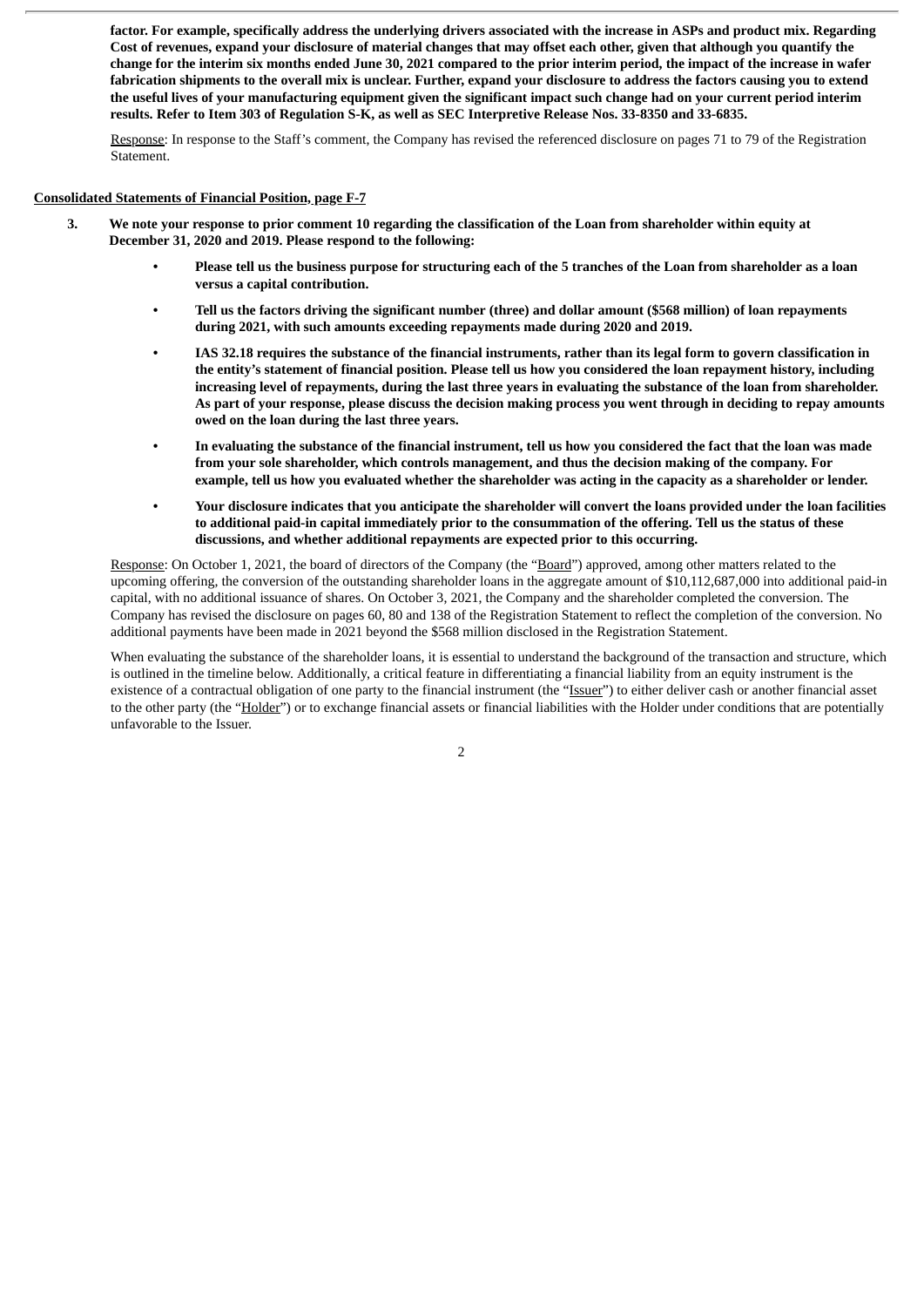**factor. For example, specifically address the underlying drivers associated with the increase in ASPs and product mix. Regarding Cost of revenues, expand your disclosure of material changes that may offset each other, given that although you quantify the change for the interim six months ended June 30, 2021 compared to the prior interim period, the impact of the increase in wafer fabrication shipments to the overall mix is unclear. Further, expand your disclosure to address the factors causing you to extend the useful lives of your manufacturing equipment given the significant impact such change had on your current period interim results. Refer to Item 303 of Regulation S-K, as well as SEC Interpretive Release Nos. 33-8350 and 33-6835.**

Response: In response to the Staff's comment, the Company has revised the referenced disclosure on pages 71 to 79 of the Registration Statement.

**Consolidated Statements of Financial Position, page F-7**

3. **We note your response to prior comment 10 regarding the classification of the Loan from shareholder within equity at December 31, 2020 and 2019. Please respond to the following:**

   - **Please tell us the business purpose for structuring each of the 5 tranches of the Loan from shareholder as a loan versus a capital contribution.**
   - **Tell us the factors driving the significant number (three) and dollar amount ($568 million) of loan repayments during 2021, with such amounts exceeding repayments made during 2020 and 2019.**
   - **IAS 32.18 requires the substance of the financial instruments, rather than its legal form to govern classification in the entity's statement of financial position. Please tell us how you considered the loan repayment history, including increasing level of repayments, during the last three years in evaluating the substance of the loan from shareholder. As part of your response, please discuss the decision making process you went through in deciding to repay amounts owed on the loan during the last three years.**
   - **In evaluating the substance of the financial instrument, tell us how you considered the fact that the loan was made from your sole shareholder, which controls management, and thus the decision making of the company. For example, tell us how you evaluated whether the shareholder was acting in the capacity as a shareholder or lender.**
   - **Your disclosure indicates that you anticipate the shareholder will convert the loans provided under the loan facilities to additional paid-in capital immediately prior to the consummation of the offering. Tell us the status of these discussions, and whether additional repayments are expected prior to this occurring.**

Response: On October 1, 2021, the board of directors of the Company (the "Board") approved, among other matters related to the upcoming offering, the conversion of the outstanding shareholder loans in the aggregate amount of $10,112,687,000 into additional paid-in capital, with no additional issuance of shares. On October 3, 2021, the Company and the shareholder completed the conversion. The Company has revised the disclosure on pages 60, 80 and 138 of the Registration Statement to reflect the completion of the conversion. No additional payments have been made in 2021 beyond the $568 million disclosed in the Registration Statement.

When evaluating the substance of the shareholder loans, it is essential to understand the background of the transaction and structure, which is outlined in the timeline below. Additionally, a critical feature in differentiating a financial liability from an equity instrument is the existence of a contractual obligation of one party to the financial instrument (the "Issuer") to either deliver cash or another financial asset to the other party (the "Holder") or to exchange financial assets or financial liabilities with the Holder under conditions that are potentially unfavorable to the Issuer.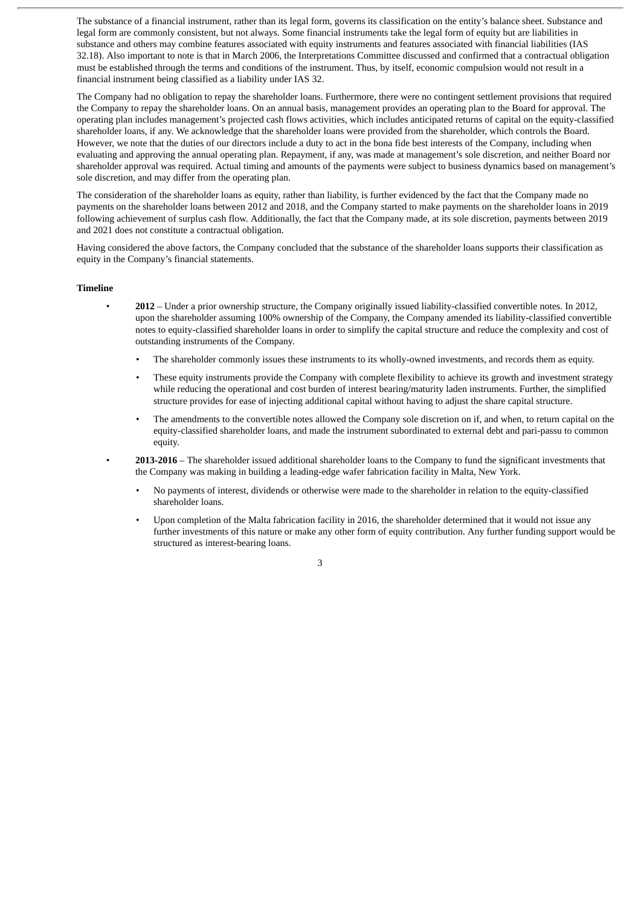The substance of a financial instrument, rather than its legal form, governs its classification on the entity's balance sheet. Substance and legal form are commonly consistent, but not always. Some financial instruments take the legal form of equity but are liabilities in substance and others may combine features associated with equity instruments and features associated with financial liabilities (IAS 32.18). Also important to note is that in March 2006, the Interpretations Committee discussed and confirmed that a contractual obligation must be established through the terms and conditions of the instrument. Thus, by itself, economic compulsion would not result in a financial instrument being classified as a liability under IAS 32.

The Company had no obligation to repay the shareholder loans. Furthermore, there were no contingent settlement provisions that required the Company to repay the shareholder loans. On an annual basis, management provides an operating plan to the Board for approval. The operating plan includes management's projected cash flows activities, which includes anticipated returns of capital on the equity-classified shareholder loans, if any. We acknowledge that the shareholder loans were provided from the shareholder, which controls the Board. However, we note that the duties of our directors include a duty to act in the bona fide best interests of the Company, including when evaluating and approving the annual operating plan. Repayment, if any, was made at management's sole discretion, and neither Board nor shareholder approval was required. Actual timing and amounts of the payments were subject to business dynamics based on management's sole discretion, and may differ from the operating plan.

The consideration of the shareholder loans as equity, rather than liability, is further evidenced by the fact that the Company made no payments on the shareholder loans between 2012 and 2018, and the Company started to make payments on the shareholder loans in 2019 following achievement of surplus cash flow. Additionally, the fact that the Company made, at its sole discretion, payments between 2019 and 2021 does not constitute a contractual obligation.

Having considered the above factors, the Company concluded that the substance of the shareholder loans supports their classification as equity in the Company's financial statements.

**Timeline**

- **2012** – Under a prior ownership structure, the Company originally issued liability-classified convertible notes. In 2012, upon the shareholder assuming 100% ownership of the Company, the Company amended its liability-classified convertible notes to equity-classified shareholder loans in order to simplify the capital structure and reduce the complexity and cost of outstanding instruments of the Company.
  - The shareholder commonly issues these instruments to its wholly-owned investments, and records them as equity.
  - These equity instruments provide the Company with complete flexibility to achieve its growth and investment strategy while reducing the operational and cost burden of interest bearing/maturity laden instruments. Further, the simplified structure provides for ease of injecting additional capital without having to adjust the share capital structure.
  - The amendments to the convertible notes allowed the Company sole discretion on if, and when, to return capital on the equity-classified shareholder loans, and made the instrument subordinated to external debt and pari-passu to common equity.
- **2013-2016** – The shareholder issued additional shareholder loans to the Company to fund the significant investments that the Company was making in building a leading-edge wafer fabrication facility in Malta, New York.
  - No payments of interest, dividends or otherwise were made to the shareholder in relation to the equity-classified shareholder loans.
  - Upon completion of the Malta fabrication facility in 2016, the shareholder determined that it would not issue any further investments of this nature or make any other form of equity contribution. Any further funding support would be structured as interest-bearing loans.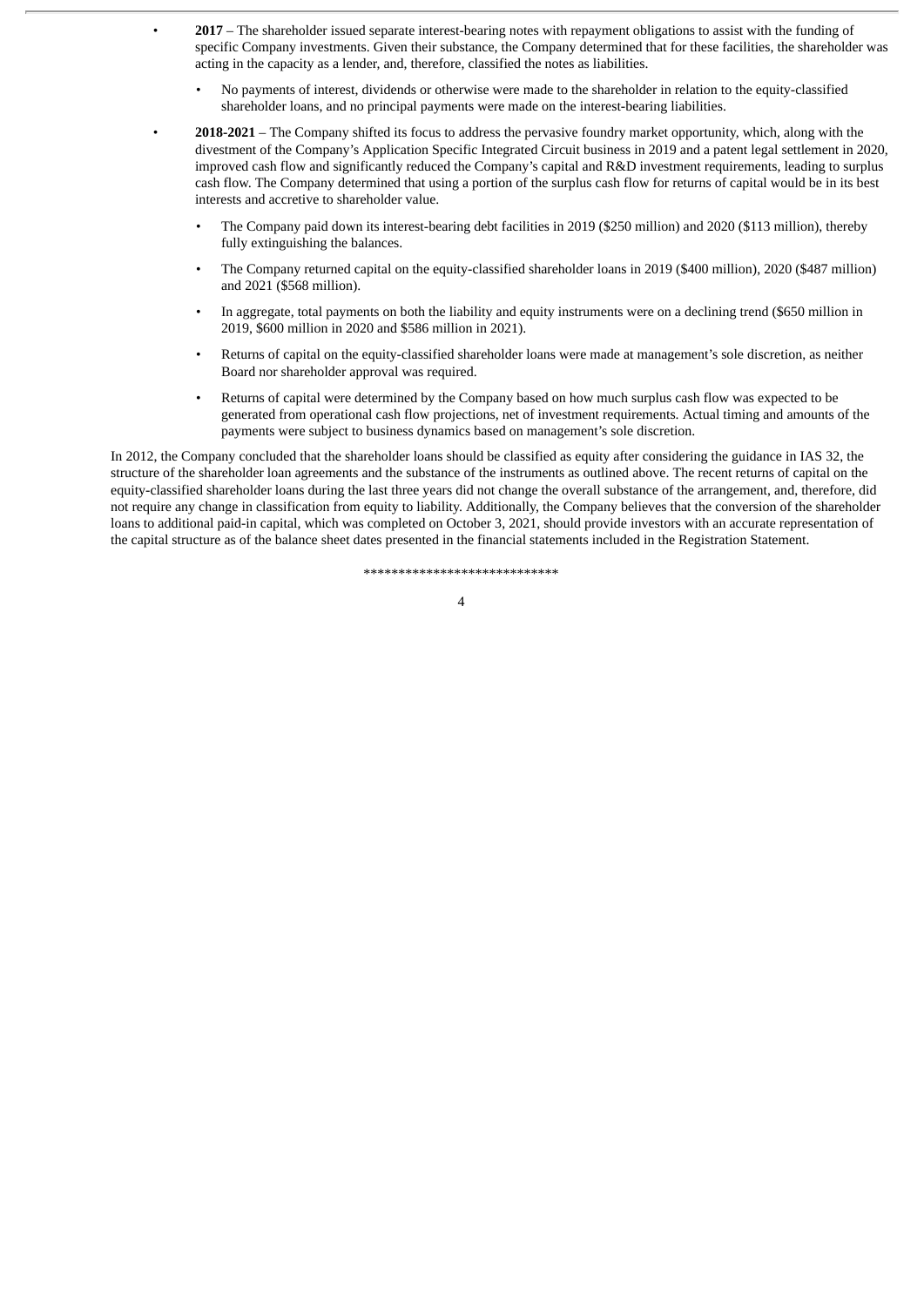- **2017** – The shareholder issued separate interest-bearing notes with repayment obligations to assist with the funding of specific Company investments. Given their substance, the Company determined that for these facilities, the shareholder was acting in the capacity as a lender, and, therefore, classified the notes as liabilities.
  - No payments of interest, dividends or otherwise were made to the shareholder in relation to the equity-classified shareholder loans, and no principal payments were made on the interest-bearing liabilities.
- **2018-2021** – The Company shifted its focus to address the pervasive foundry market opportunity, which, along with the divestment of the Company's Application Specific Integrated Circuit business in 2019 and a patent legal settlement in 2020, improved cash flow and significantly reduced the Company's capital and R&D investment requirements, leading to surplus cash flow. The Company determined that using a portion of the surplus cash flow for returns of capital would be in its best interests and accretive to shareholder value.
  - The Company paid down its interest-bearing debt facilities in 2019 ($250 million) and 2020 ($113 million), thereby fully extinguishing the balances.
  - The Company returned capital on the equity-classified shareholder loans in 2019 ($400 million), 2020 ($487 million) and 2021 ($568 million).
  - In aggregate, total payments on both the liability and equity instruments were on a declining trend ($650 million in 2019, $600 million in 2020 and $586 million in 2021).
  - Returns of capital on the equity-classified shareholder loans were made at management's sole discretion, as neither Board nor shareholder approval was required.
  - Returns of capital were determined by the Company based on how much surplus cash flow was expected to be generated from operational cash flow projections, net of investment requirements. Actual timing and amounts of the payments were subject to business dynamics based on management's sole discretion.

In 2012, the Company concluded that the shareholder loans should be classified as equity after considering the guidance in IAS 32, the structure of the shareholder loan agreements and the substance of the instruments as outlined above. The recent returns of capital on the equity-classified shareholder loans during the last three years did not change the overall substance of the arrangement, and, therefore, did not require any change in classification from equity to liability. Additionally, the Company believes that the conversion of the shareholder loans to additional paid-in capital, which was completed on October 3, 2021, should provide investors with an accurate representation of the capital structure as of the balance sheet dates presented in the financial statements included in the Registration Statement.

****************************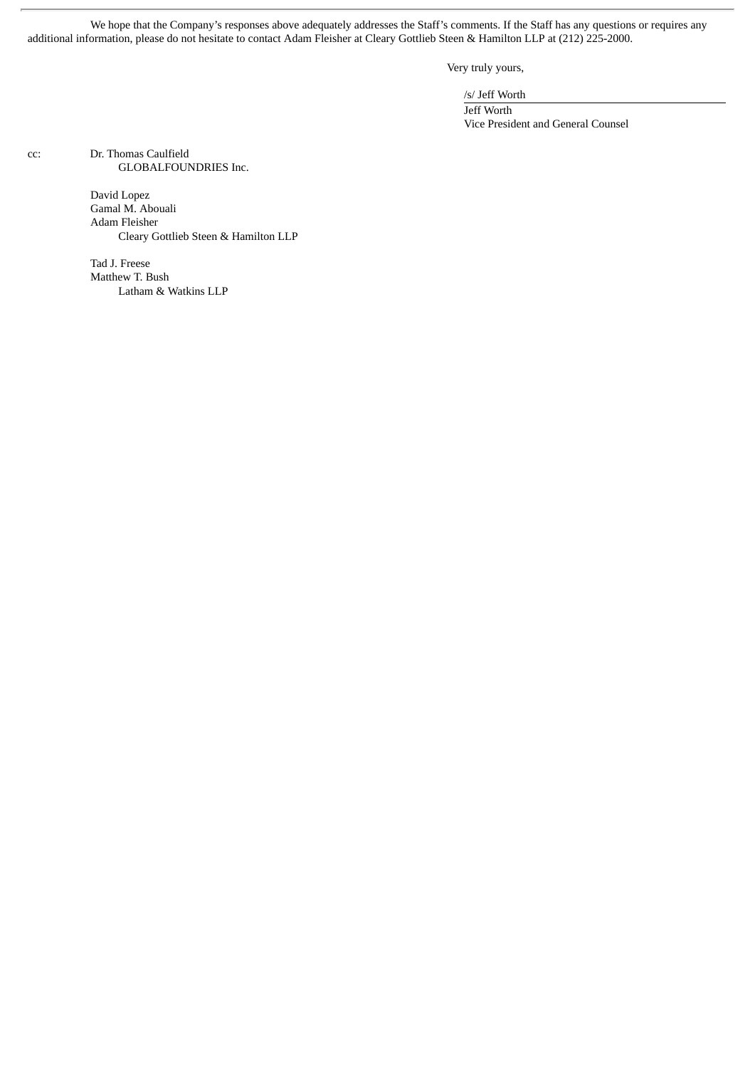We hope that the Company's responses above adequately addresses the Staff's comments. If the Staff has any questions or requires any additional information, please do not hesitate to contact Adam Fleisher at Cleary Gottlieb Steen & Hamilton LLP at (212) 225-2000.

Very truly yours,

/s/ Jeff Worth

Jeff Worth
Vice President and General Counsel

cc: Dr. Thomas Caulfield
GLOBALFOUNDRIES Inc.

David Lopez
Gamal M. Abouali
Adam Fleisher
Cleary Gottlieb Steen & Hamilton LLP

Tad J. Freese
Matthew T. Bush
Latham & Watkins LLP